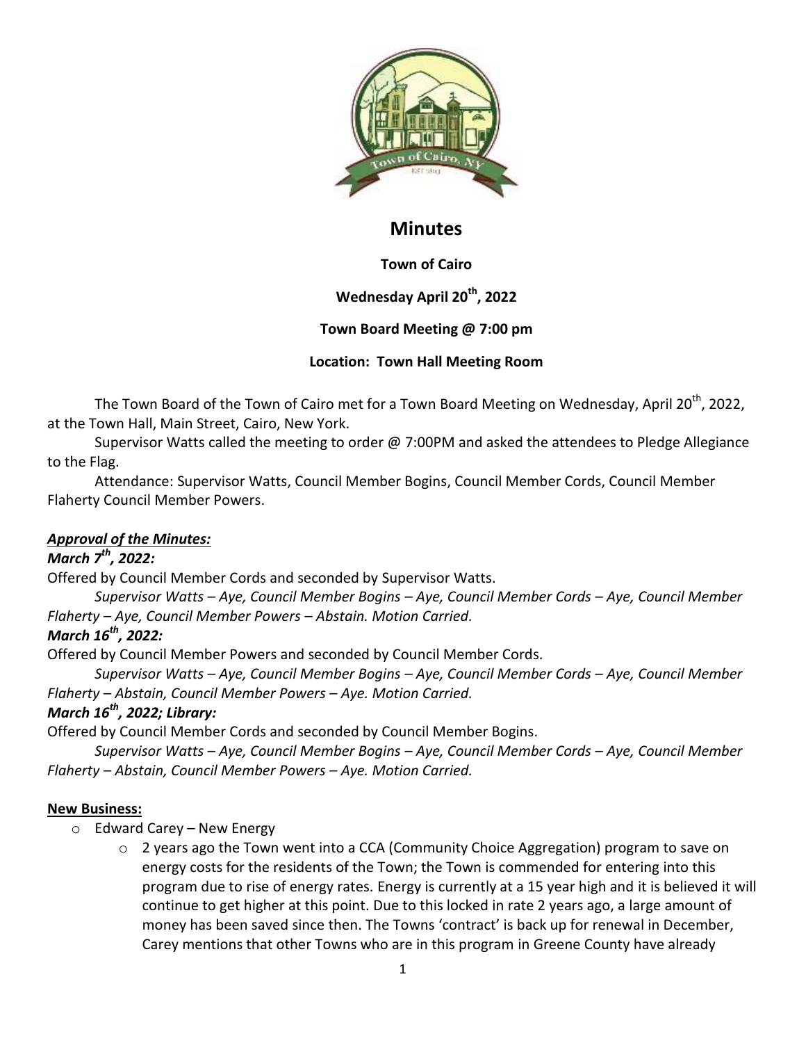# Minutes

**Town of Cairo**

**Wednesday April 20th, 2022**

**Town Board Meeting @ 7:00 pm**

**Location: Town Hall Meeting Room**

The Town Board of the Town of Cairo met for a Town Board Meeting on Wednesday, April 20th, 2022, at the Town Hall, Main Street, Cairo, New York.

Supervisor Watts called the meeting to order @ 7:00PM and asked the attendees to Pledge Allegiance to the Flag.

Attendance: Supervisor Watts, Council Member Bogins, Council Member Cords, Council Member Flaherty Council Member Powers.

***Approval of the Minutes:***

***March 7th, 2022:***

Offered by Council Member Cords and seconded by Supervisor Watts.

*Supervisor Watts – Aye, Council Member Bogins – Aye, Council Member Cords – Aye, Council Member Flaherty – Aye, Council Member Powers – Abstain. Motion Carried.*

***March 16th, 2022:***

Offered by Council Member Powers and seconded by Council Member Cords.

*Supervisor Watts – Aye, Council Member Bogins – Aye, Council Member Cords – Aye, Council Member Flaherty – Abstain, Council Member Powers – Aye. Motion Carried.*

***March 16th, 2022; Library:***

Offered by Council Member Cords and seconded by Council Member Bogins.

*Supervisor Watts – Aye, Council Member Bogins – Aye, Council Member Cords – Aye, Council Member Flaherty – Abstain, Council Member Powers – Aye. Motion Carried.*

**New Business:**

- Edward Carey – New Energy
  - 2 years ago the Town went into a CCA (Community Choice Aggregation) program to save on energy costs for the residents of the Town; the Town is commended for entering into this program due to rise of energy rates. Energy is currently at a 15 year high and it is believed it will continue to get higher at this point. Due to this locked in rate 2 years ago, a large amount of money has been saved since then. The Towns 'contract' is back up for renewal in December, Carey mentions that other Towns who are in this program in Greene County have already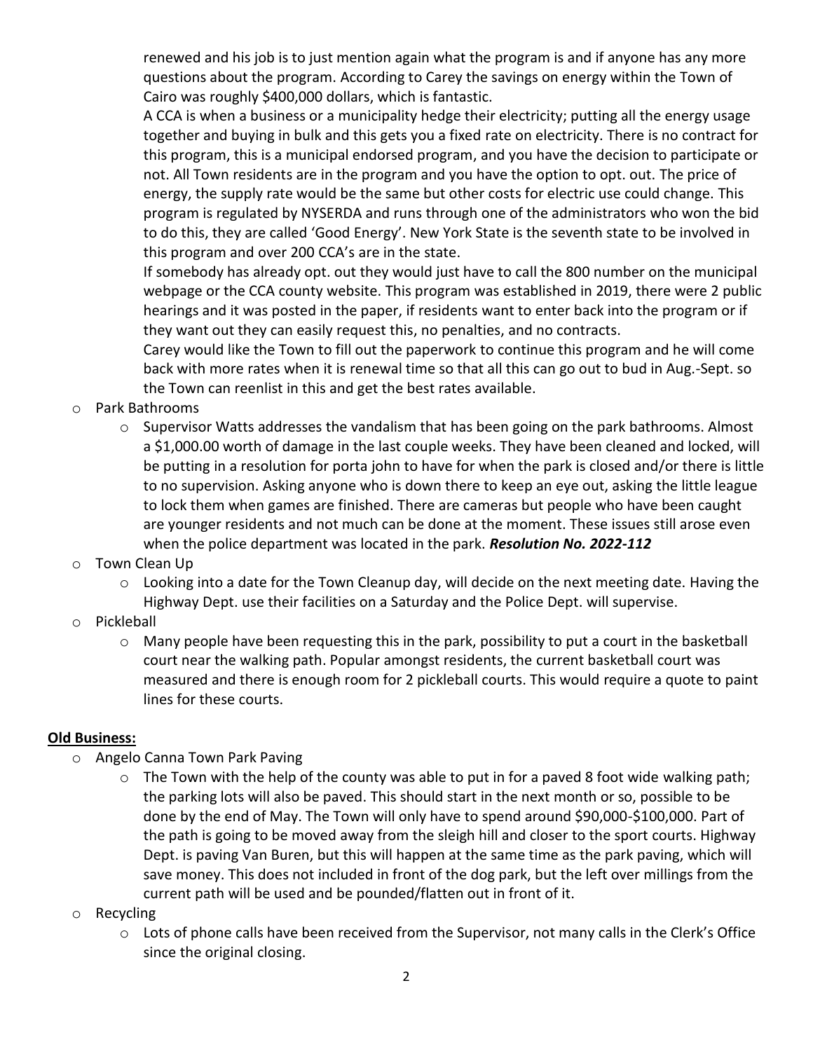renewed and his job is to just mention again what the program is and if anyone has any more questions about the program. According to Carey the savings on energy within the Town of Cairo was roughly $400,000 dollars, which is fantastic.

A CCA is when a business or a municipality hedge their electricity; putting all the energy usage together and buying in bulk and this gets you a fixed rate on electricity. There is no contract for this program, this is a municipal endorsed program, and you have the decision to participate or not. All Town residents are in the program and you have the option to opt. out. The price of energy, the supply rate would be the same but other costs for electric use could change. This program is regulated by NYSERDA and runs through one of the administrators who won the bid to do this, they are called 'Good Energy'. New York State is the seventh state to be involved in this program and over 200 CCA's are in the state.

If somebody has already opt. out they would just have to call the 800 number on the municipal webpage or the CCA county website. This program was established in 2019, there were 2 public hearings and it was posted in the paper, if residents want to enter back into the program or if they want out they can easily request this, no penalties, and no contracts.

Carey would like the Town to fill out the paperwork to continue this program and he will come back with more rates when it is renewal time so that all this can go out to bud in Aug.-Sept. so the Town can reenlist in this and get the best rates available.

- Park Bathrooms
  - Supervisor Watts addresses the vandalism that has been going on the park bathrooms. Almost a $1,000.00 worth of damage in the last couple weeks. They have been cleaned and locked, will be putting in a resolution for porta john to have for when the park is closed and/or there is little to no supervision. Asking anyone who is down there to keep an eye out, asking the little league to lock them when games are finished. There are cameras but people who have been caught are younger residents and not much can be done at the moment. These issues still arose even when the police department was located in the park. ***Resolution No. 2022-112***
- Town Clean Up
  - Looking into a date for the Town Cleanup day, will decide on the next meeting date. Having the Highway Dept. use their facilities on a Saturday and the Police Dept. will supervise.
- Pickleball
  - Many people have been requesting this in the park, possibility to put a court in the basketball court near the walking path. Popular amongst residents, the current basketball court was measured and there is enough room for 2 pickleball courts. This would require a quote to paint lines for these courts.

**Old Business:**

- Angelo Canna Town Park Paving
  - The Town with the help of the county was able to put in for a paved 8 foot wide walking path; the parking lots will also be paved. This should start in the next month or so, possible to be done by the end of May. The Town will only have to spend around $90,000-$100,000. Part of the path is going to be moved away from the sleigh hill and closer to the sport courts. Highway Dept. is paving Van Buren, but this will happen at the same time as the park paving, which will save money. This does not included in front of the dog park, but the left over millings from the current path will be used and be pounded/flatten out in front of it.
- Recycling
  - Lots of phone calls have been received from the Supervisor, not many calls in the Clerk's Office since the original closing.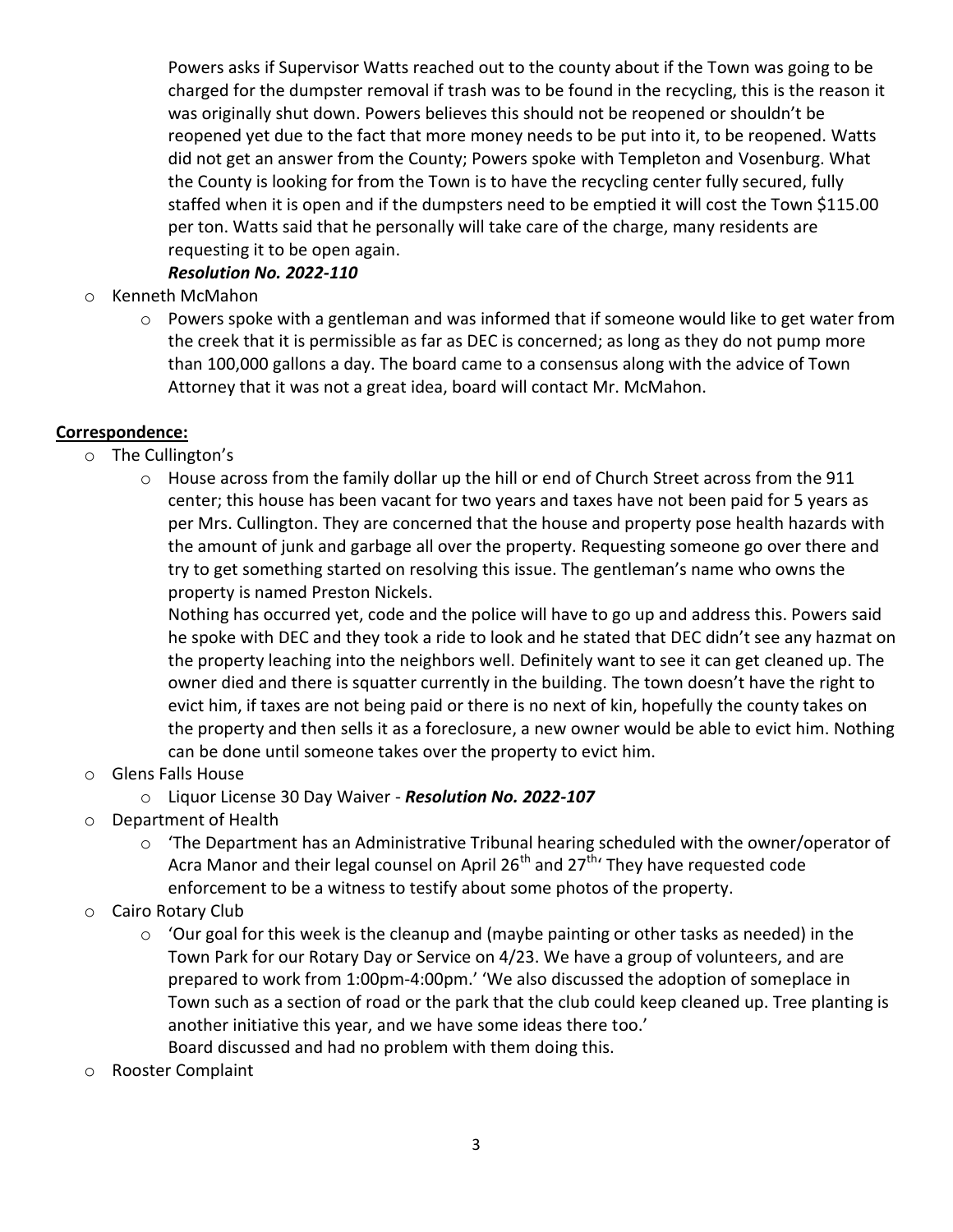- Powers asks if Supervisor Watts reached out to the county about if the Town was going to be charged for the dumpster removal if trash was to be found in the recycling, this is the reason it was originally shut down. Powers believes this should not be reopened or shouldn't be reopened yet due to the fact that more money needs to be put into it, to be reopened. Watts did not get an answer from the County; Powers spoke with Templeton and Vosenburg. What the County is looking for from the Town is to have the recycling center fully secured, fully staffed when it is open and if the dumpsters need to be emptied it will cost the Town $115.00 per ton. Watts said that he personally will take care of the charge, many residents are requesting it to be open again.
  ***Resolution No. 2022-110***

- Kenneth McMahon
  - Powers spoke with a gentleman and was informed that if someone would like to get water from the creek that it is permissible as far as DEC is concerned; as long as they do not pump more than 100,000 gallons a day. The board came to a consensus along with the advice of Town Attorney that it was not a great idea, board will contact Mr. McMahon.

**<u>Correspondence:</u>**

- The Cullington's
  - House across from the family dollar up the hill or end of Church Street across from the 911 center; this house has been vacant for two years and taxes have not been paid for 5 years as per Mrs. Cullington. They are concerned that the house and property pose health hazards with the amount of junk and garbage all over the property. Requesting someone go over there and try to get something started on resolving this issue. The gentleman's name who owns the property is named Preston Nickels.
    Nothing has occurred yet, code and the police will have to go up and address this. Powers said he spoke with DEC and they took a ride to look and he stated that DEC didn't see any hazmat on the property leaching into the neighbors well. Definitely want to see it can get cleaned up. The owner died and there is squatter currently in the building. The town doesn't have the right to evict him, if taxes are not being paid or there is no next of kin, hopefully the county takes on the property and then sells it as a foreclosure, a new owner would be able to evict him. Nothing can be done until someone takes over the property to evict him.
- Glens Falls House
  - Liquor License 30 Day Waiver - ***Resolution No. 2022-107***
- Department of Health
  - 'The Department has an Administrative Tribunal hearing scheduled with the owner/operator of Acra Manor and their legal counsel on April 26th and 27th' They have requested code enforcement to be a witness to testify about some photos of the property.
- Cairo Rotary Club
  - 'Our goal for this week is the cleanup and (maybe painting or other tasks as needed) in the Town Park for our Rotary Day or Service on 4/23. We have a group of volunteers, and are prepared to work from 1:00pm-4:00pm.' 'We also discussed the adoption of someplace in Town such as a section of road or the park that the club could keep cleaned up. Tree planting is another initiative this year, and we have some ideas there too.'
    Board discussed and had no problem with them doing this.
- Rooster Complaint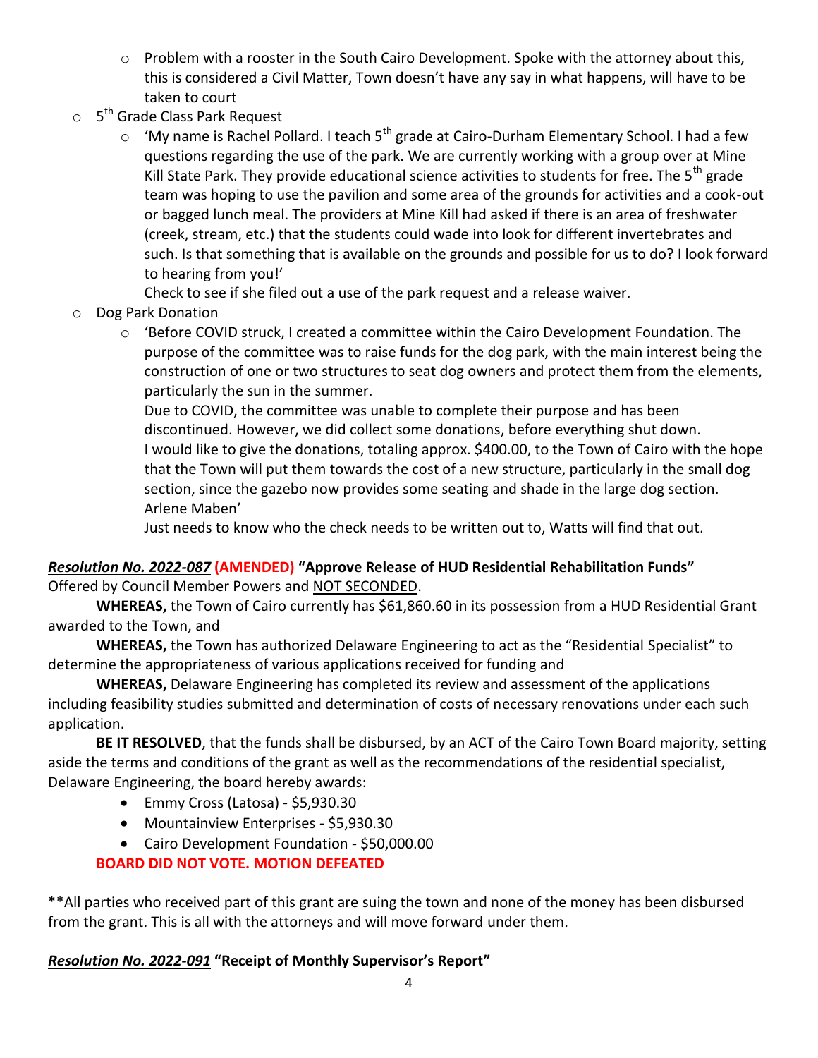- Problem with a rooster in the South Cairo Development. Spoke with the attorney about this, this is considered a Civil Matter, Town doesn't have any say in what happens, will have to be taken to court
- 5th Grade Class Park Request
    - 'My name is Rachel Pollard. I teach 5th grade at Cairo-Durham Elementary School. I had a few questions regarding the use of the park. We are currently working with a group over at Mine Kill State Park. They provide educational science activities to students for free. The 5th grade team was hoping to use the pavilion and some area of the grounds for activities and a cook-out or bagged lunch meal. The providers at Mine Kill had asked if there is an area of freshwater (creek, stream, etc.) that the students could wade into look for different invertebrates and such. Is that something that is available on the grounds and possible for us to do? I look forward to hearing from you!'

      Check to see if she filed out a use of the park request and a release waiver.
- Dog Park Donation
    - 'Before COVID struck, I created a committee within the Cairo Development Foundation. The purpose of the committee was to raise funds for the dog park, with the main interest being the construction of one or two structures to seat dog owners and protect them from the elements, particularly the sun in the summer.

      Due to COVID, the committee was unable to complete their purpose and has been discontinued. However, we did collect some donations, before everything shut down.

      I would like to give the donations, totaling approx. $400.00, to the Town of Cairo with the hope that the Town will put them towards the cost of a new structure, particularly in the small dog section, since the gazebo now provides some seating and shade in the large dog section.

      Arlene Maben'

      Just needs to know who the check needs to be written out to, Watts will find that out.

***Resolution No. 2022-087*** **(AMENDED) "Approve Release of HUD Residential Rehabilitation Funds"**
Offered by Council Member Powers and NOT SECONDED.

**WHEREAS,** the Town of Cairo currently has $61,860.60 in its possession from a HUD Residential Grant awarded to the Town, and

**WHEREAS,** the Town has authorized Delaware Engineering to act as the "Residential Specialist" to determine the appropriateness of various applications received for funding and

**WHEREAS,** Delaware Engineering has completed its review and assessment of the applications including feasibility studies submitted and determination of costs of necessary renovations under each such application.

**BE IT RESOLVED**, that the funds shall be disbursed, by an ACT of the Cairo Town Board majority, setting aside the terms and conditions of the grant as well as the recommendations of the residential specialist, Delaware Engineering, the board hereby awards:

- Emmy Cross (Latosa) - $5,930.30
- Mountainview Enterprises - $5,930.30
- Cairo Development Foundation - $50,000.00

**BOARD DID NOT VOTE. MOTION DEFEATED**

**All parties who received part of this grant are suing the town and none of the money has been disbursed from the grant. This is all with the attorneys and will move forward under them.

***Resolution No. 2022-091*** **"Receipt of Monthly Supervisor's Report"**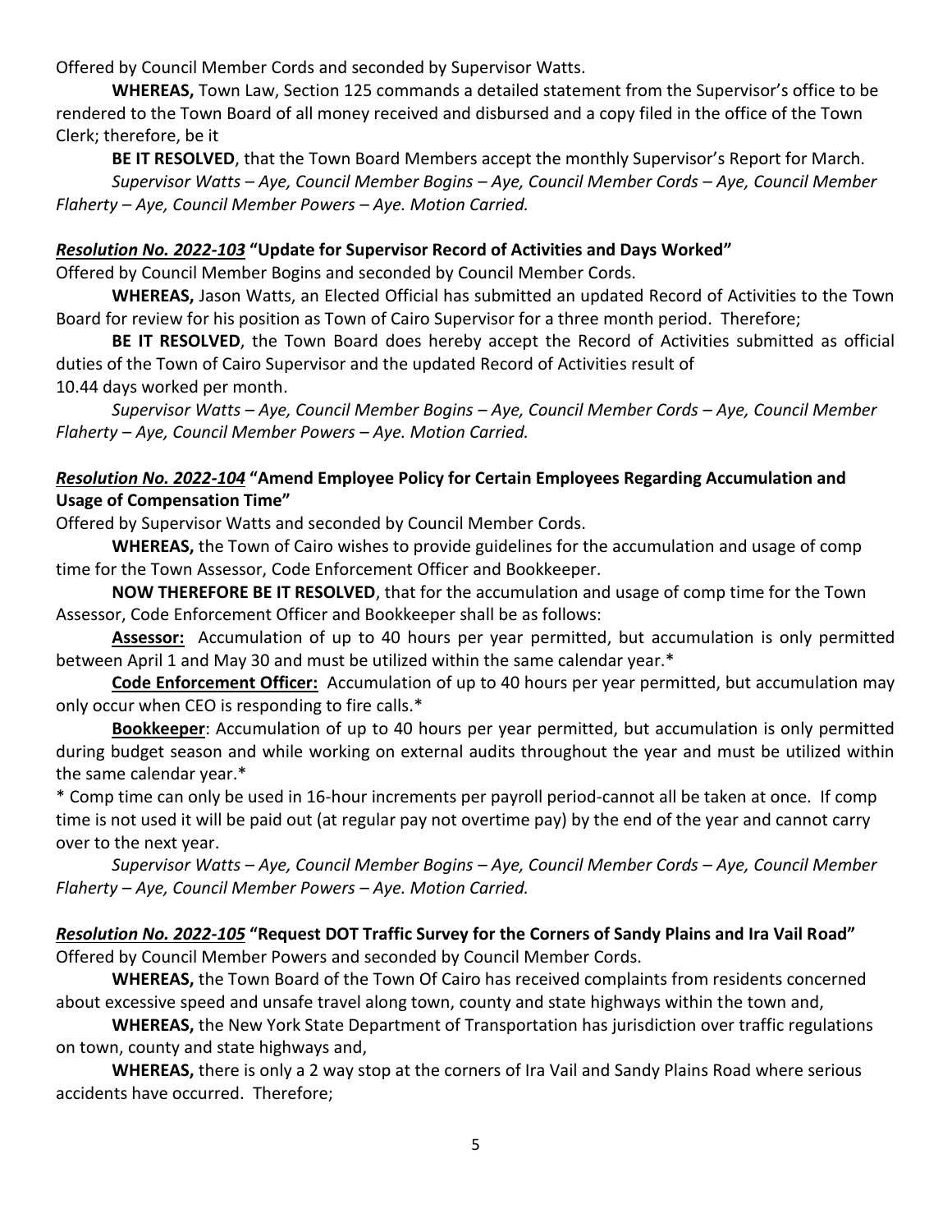Offered by Council Member Cords and seconded by Supervisor Watts.

**WHEREAS,** Town Law, Section 125 commands a detailed statement from the Supervisor's office to be rendered to the Town Board of all money received and disbursed and a copy filed in the office of the Town Clerk; therefore, be it

**BE IT RESOLVED**, that the Town Board Members accept the monthly Supervisor's Report for March.

*Supervisor Watts – Aye, Council Member Bogins – Aye, Council Member Cords – Aye, Council Member Flaherty – Aye, Council Member Powers – Aye. Motion Carried.*

***Resolution No. 2022-103*** **"Update for Supervisor Record of Activities and Days Worked"**

Offered by Council Member Bogins and seconded by Council Member Cords.

**WHEREAS,** Jason Watts, an Elected Official has submitted an updated Record of Activities to the Town Board for review for his position as Town of Cairo Supervisor for a three month period. Therefore;

**BE IT RESOLVED**, the Town Board does hereby accept the Record of Activities submitted as official duties of the Town of Cairo Supervisor and the updated Record of Activities result of
10.44 days worked per month.

*Supervisor Watts – Aye, Council Member Bogins – Aye, Council Member Cords – Aye, Council Member Flaherty – Aye, Council Member Powers – Aye. Motion Carried.*

***Resolution No. 2022-104*** **"Amend Employee Policy for Certain Employees Regarding Accumulation and Usage of Compensation Time"**

Offered by Supervisor Watts and seconded by Council Member Cords.

**WHEREAS,** the Town of Cairo wishes to provide guidelines for the accumulation and usage of comp time for the Town Assessor, Code Enforcement Officer and Bookkeeper.

**NOW THEREFORE BE IT RESOLVED**, that for the accumulation and usage of comp time for the Town Assessor, Code Enforcement Officer and Bookkeeper shall be as follows:

**Assessor:** Accumulation of up to 40 hours per year permitted, but accumulation is only permitted between April 1 and May 30 and must be utilized within the same calendar year.*

**Code Enforcement Officer:** Accumulation of up to 40 hours per year permitted, but accumulation may only occur when CEO is responding to fire calls.*

**Bookkeeper**: Accumulation of up to 40 hours per year permitted, but accumulation is only permitted during budget season and while working on external audits throughout the year and must be utilized within the same calendar year.*

* Comp time can only be used in 16-hour increments per payroll period-cannot all be taken at once. If comp time is not used it will be paid out (at regular pay not overtime pay) by the end of the year and cannot carry over to the next year.

*Supervisor Watts – Aye, Council Member Bogins – Aye, Council Member Cords – Aye, Council Member Flaherty – Aye, Council Member Powers – Aye. Motion Carried.*

***Resolution No. 2022-105*** **"Request DOT Traffic Survey for the Corners of Sandy Plains and Ira Vail Road"**

Offered by Council Member Powers and seconded by Council Member Cords.

**WHEREAS,** the Town Board of the Town Of Cairo has received complaints from residents concerned about excessive speed and unsafe travel along town, county and state highways within the town and,

**WHEREAS,** the New York State Department of Transportation has jurisdiction over traffic regulations on town, county and state highways and,

**WHEREAS,** there is only a 2 way stop at the corners of Ira Vail and Sandy Plains Road where serious accidents have occurred. Therefore;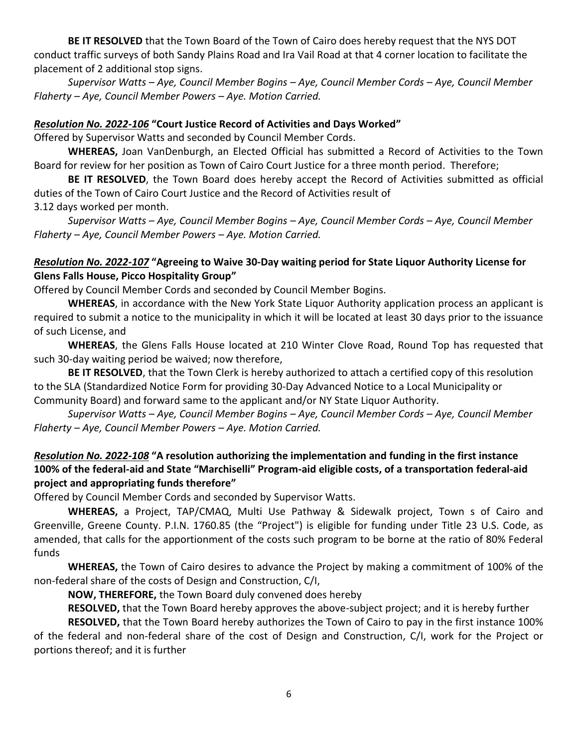**BE IT RESOLVED** that the Town Board of the Town of Cairo does hereby request that the NYS DOT conduct traffic surveys of both Sandy Plains Road and Ira Vail Road at that 4 corner location to facilitate the placement of 2 additional stop signs.

*Supervisor Watts – Aye, Council Member Bogins – Aye, Council Member Cords – Aye, Council Member Flaherty – Aye, Council Member Powers – Aye. Motion Carried.*

***Resolution No. 2022-106*** **"Court Justice Record of Activities and Days Worked"**

Offered by Supervisor Watts and seconded by Council Member Cords.

**WHEREAS,** Joan VanDenburgh, an Elected Official has submitted a Record of Activities to the Town Board for review for her position as Town of Cairo Court Justice for a three month period. Therefore;

**BE IT RESOLVED**, the Town Board does hereby accept the Record of Activities submitted as official duties of the Town of Cairo Court Justice and the Record of Activities result of
3.12 days worked per month.

*Supervisor Watts – Aye, Council Member Bogins – Aye, Council Member Cords – Aye, Council Member Flaherty – Aye, Council Member Powers – Aye. Motion Carried.*

***Resolution No. 2022-107*** **"Agreeing to Waive 30-Day waiting period for State Liquor Authority License for Glens Falls House, Picco Hospitality Group"**

Offered by Council Member Cords and seconded by Council Member Bogins.

**WHEREAS**, in accordance with the New York State Liquor Authority application process an applicant is required to submit a notice to the municipality in which it will be located at least 30 days prior to the issuance of such License, and

**WHEREAS**, the Glens Falls House located at 210 Winter Clove Road, Round Top has requested that such 30-day waiting period be waived; now therefore,

**BE IT RESOLVED**, that the Town Clerk is hereby authorized to attach a certified copy of this resolution to the SLA (Standardized Notice Form for providing 30-Day Advanced Notice to a Local Municipality or Community Board) and forward same to the applicant and/or NY State Liquor Authority.

*Supervisor Watts – Aye, Council Member Bogins – Aye, Council Member Cords – Aye, Council Member Flaherty – Aye, Council Member Powers – Aye. Motion Carried.*

***Resolution No. 2022-108*** **"A resolution authorizing the implementation and funding in the first instance 100% of the federal-aid and State "Marchiselli" Program-aid eligible costs, of a transportation federal-aid project and appropriating funds therefore"**

Offered by Council Member Cords and seconded by Supervisor Watts.

**WHEREAS,** a Project, TAP/CMAQ, Multi Use Pathway & Sidewalk project, Town s of Cairo and Greenville, Greene County. P.I.N. 1760.85 (the "Project") is eligible for funding under Title 23 U.S. Code, as amended, that calls for the apportionment of the costs such program to be borne at the ratio of 80% Federal funds

**WHEREAS,** the Town of Cairo desires to advance the Project by making a commitment of 100% of the non-federal share of the costs of Design and Construction, C/I,

**NOW, THEREFORE,** the Town Board duly convened does hereby

**RESOLVED,** that the Town Board hereby approves the above-subject project; and it is hereby further

**RESOLVED,** that the Town Board hereby authorizes the Town of Cairo to pay in the first instance 100% of the federal and non-federal share of the cost of Design and Construction, C/I, work for the Project or portions thereof; and it is further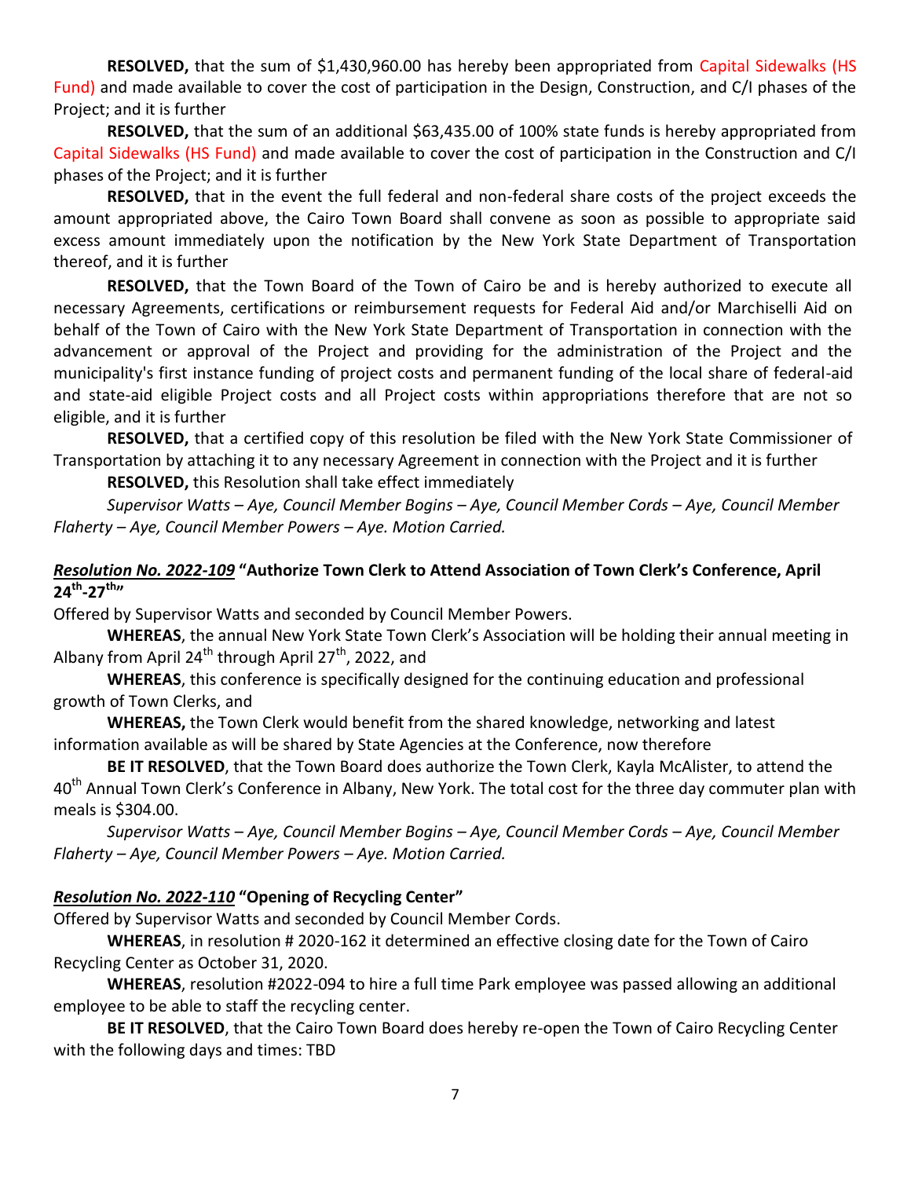**RESOLVED,** that the sum of $1,430,960.00 has hereby been appropriated from Capital Sidewalks (HS Fund) and made available to cover the cost of participation in the Design, Construction, and C/I phases of the Project; and it is further

**RESOLVED,** that the sum of an additional $63,435.00 of 100% state funds is hereby appropriated from Capital Sidewalks (HS Fund) and made available to cover the cost of participation in the Construction and C/I phases of the Project; and it is further

**RESOLVED,** that in the event the full federal and non-federal share costs of the project exceeds the amount appropriated above, the Cairo Town Board shall convene as soon as possible to appropriate said excess amount immediately upon the notification by the New York State Department of Transportation thereof, and it is further

**RESOLVED,** that the Town Board of the Town of Cairo be and is hereby authorized to execute all necessary Agreements, certifications or reimbursement requests for Federal Aid and/or Marchiselli Aid on behalf of the Town of Cairo with the New York State Department of Transportation in connection with the advancement or approval of the Project and providing for the administration of the Project and the municipality's first instance funding of project costs and permanent funding of the local share of federal-aid and state-aid eligible Project costs and all Project costs within appropriations therefore that are not so eligible, and it is further

**RESOLVED,** that a certified copy of this resolution be filed with the New York State Commissioner of Transportation by attaching it to any necessary Agreement in connection with the Project and it is further

**RESOLVED,** this Resolution shall take effect immediately

*Supervisor Watts – Aye, Council Member Bogins – Aye, Council Member Cords – Aye, Council Member Flaherty – Aye, Council Member Powers – Aye. Motion Carried.*

***Resolution No. 2022-109*** **"Authorize Town Clerk to Attend Association of Town Clerk's Conference, April 24th-27th"**

Offered by Supervisor Watts and seconded by Council Member Powers.

**WHEREAS**, the annual New York State Town Clerk's Association will be holding their annual meeting in Albany from April 24th through April 27th, 2022, and

**WHEREAS**, this conference is specifically designed for the continuing education and professional growth of Town Clerks, and

**WHEREAS,** the Town Clerk would benefit from the shared knowledge, networking and latest information available as will be shared by State Agencies at the Conference, now therefore

**BE IT RESOLVED**, that the Town Board does authorize the Town Clerk, Kayla McAlister, to attend the 40th Annual Town Clerk's Conference in Albany, New York. The total cost for the three day commuter plan with meals is $304.00.

*Supervisor Watts – Aye, Council Member Bogins – Aye, Council Member Cords – Aye, Council Member Flaherty – Aye, Council Member Powers – Aye. Motion Carried.*

***Resolution No. 2022-110*** **"Opening of Recycling Center"**

Offered by Supervisor Watts and seconded by Council Member Cords.

**WHEREAS**, in resolution # 2020-162 it determined an effective closing date for the Town of Cairo Recycling Center as October 31, 2020.

**WHEREAS**, resolution #2022-094 to hire a full time Park employee was passed allowing an additional employee to be able to staff the recycling center.

**BE IT RESOLVED**, that the Cairo Town Board does hereby re-open the Town of Cairo Recycling Center with the following days and times: TBD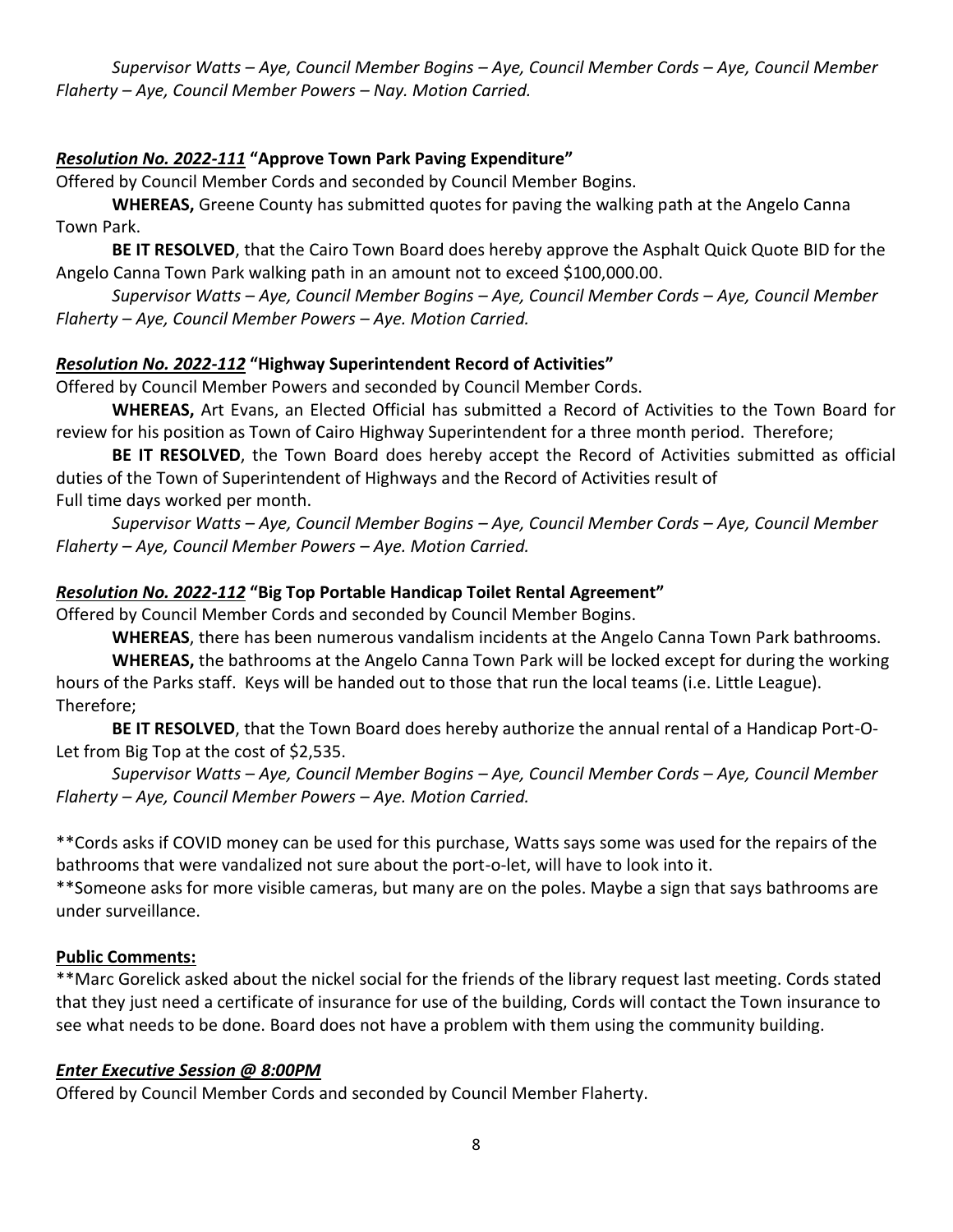*Supervisor Watts – Aye, Council Member Bogins – Aye, Council Member Cords – Aye, Council Member Flaherty – Aye, Council Member Powers – Nay. Motion Carried.*

***Resolution No. 2022-111*** **"Approve Town Park Paving Expenditure"**

Offered by Council Member Cords and seconded by Council Member Bogins.

**WHEREAS,** Greene County has submitted quotes for paving the walking path at the Angelo Canna Town Park.

**BE IT RESOLVED**, that the Cairo Town Board does hereby approve the Asphalt Quick Quote BID for the Angelo Canna Town Park walking path in an amount not to exceed $100,000.00.

*Supervisor Watts – Aye, Council Member Bogins – Aye, Council Member Cords – Aye, Council Member Flaherty – Aye, Council Member Powers – Aye. Motion Carried.*

***Resolution No. 2022-112*** **"Highway Superintendent Record of Activities"**

Offered by Council Member Powers and seconded by Council Member Cords.

**WHEREAS,** Art Evans, an Elected Official has submitted a Record of Activities to the Town Board for review for his position as Town of Cairo Highway Superintendent for a three month period. Therefore;

**BE IT RESOLVED**, the Town Board does hereby accept the Record of Activities submitted as official duties of the Town of Superintendent of Highways and the Record of Activities result of Full time days worked per month.

*Supervisor Watts – Aye, Council Member Bogins – Aye, Council Member Cords – Aye, Council Member Flaherty – Aye, Council Member Powers – Aye. Motion Carried.*

***Resolution No. 2022-112*** **"Big Top Portable Handicap Toilet Rental Agreement"**

Offered by Council Member Cords and seconded by Council Member Bogins.

**WHEREAS**, there has been numerous vandalism incidents at the Angelo Canna Town Park bathrooms.

**WHEREAS,** the bathrooms at the Angelo Canna Town Park will be locked except for during the working hours of the Parks staff. Keys will be handed out to those that run the local teams (i.e. Little League). Therefore;

**BE IT RESOLVED**, that the Town Board does hereby authorize the annual rental of a Handicap Port-O-Let from Big Top at the cost of $2,535.

*Supervisor Watts – Aye, Council Member Bogins – Aye, Council Member Cords – Aye, Council Member Flaherty – Aye, Council Member Powers – Aye. Motion Carried.*

**Cords asks if COVID money can be used for this purchase, Watts says some was used for the repairs of the bathrooms that were vandalized not sure about the port-o-let, will have to look into it.

**Someone asks for more visible cameras, but many are on the poles. Maybe a sign that says bathrooms are under surveillance.

**Public Comments:**

**Marc Gorelick asked about the nickel social for the friends of the library request last meeting. Cords stated that they just need a certificate of insurance for use of the building, Cords will contact the Town insurance to see what needs to be done. Board does not have a problem with them using the community building.

***Enter Executive Session @ 8:00PM***

Offered by Council Member Cords and seconded by Council Member Flaherty.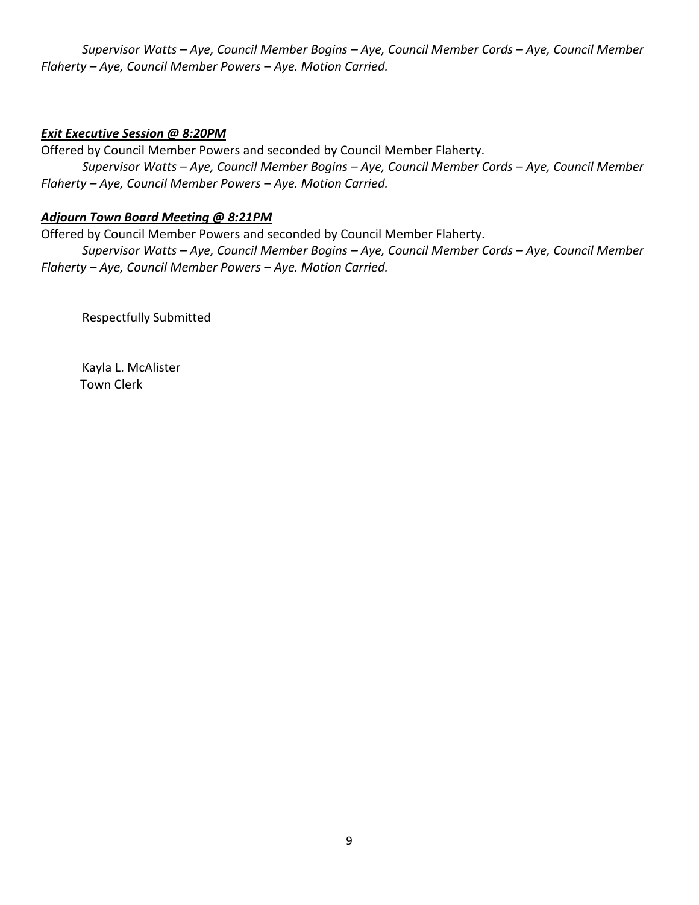*Supervisor Watts – Aye, Council Member Bogins – Aye, Council Member Cords – Aye, Council Member Flaherty – Aye, Council Member Powers – Aye. Motion Carried.*

***Exit Executive Session @ 8:20PM***

Offered by Council Member Powers and seconded by Council Member Flaherty.

*Supervisor Watts – Aye, Council Member Bogins – Aye, Council Member Cords – Aye, Council Member Flaherty – Aye, Council Member Powers – Aye. Motion Carried.*

***Adjourn Town Board Meeting @ 8:21PM***

Offered by Council Member Powers and seconded by Council Member Flaherty.

*Supervisor Watts – Aye, Council Member Bogins – Aye, Council Member Cords – Aye, Council Member Flaherty – Aye, Council Member Powers – Aye. Motion Carried.*

Respectfully Submitted

Kayla L. McAlister
Town Clerk